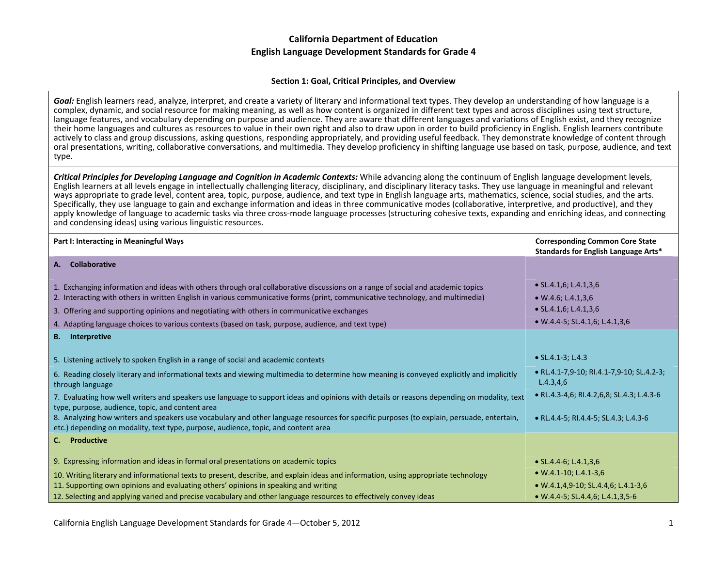# California Department of Education
# English Language Development Standards for Grade 4

## Section 1: Goal, Critical Principles, and Overview

***Goal:*** English learners read, analyze, interpret, and create a variety of literary and informational text types. They develop an understanding of how language is a complex, dynamic, and social resource for making meaning, as well as how content is organized in different text types and across disciplines using text structure, language features, and vocabulary depending on purpose and audience. They are aware that different languages and variations of English exist, and they recognize their home languages and cultures as resources to value in their own right and also to draw upon in order to build proficiency in English. English learners contribute actively to class and group discussions, asking questions, responding appropriately, and providing useful feedback. They demonstrate knowledge of content through oral presentations, writing, collaborative conversations, and multimedia. They develop proficiency in shifting language use based on task, purpose, audience, and text type.

***Critical Principles for Developing Language and Cognition in Academic Contexts:*** While advancing along the continuum of English language development levels, English learners at all levels engage in intellectually challenging literacy, disciplinary, and disciplinary literacy tasks. They use language in meaningful and relevant ways appropriate to grade level, content area, topic, purpose, audience, and text type in English language arts, mathematics, science, social studies, and the arts. Specifically, they use language to gain and exchange information and ideas in three communicative modes (collaborative, interpretive, and productive), and they apply knowledge of language to academic tasks via three cross-mode language processes (structuring cohesive texts, expanding and enriching ideas, and connecting and condensing ideas) using various linguistic resources.

| Part I: Interacting in Meaningful Ways | Corresponding Common Core State Standards for English Language Arts* |
|---|---|
| **A. Collaborative** | |
| 1. Exchanging information and ideas with others through oral collaborative discussions on a range of social and academic topics | • SL.4.1,6; L.4.1,3,6 |
| 2. Interacting with others in written English in various communicative forms (print, communicative technology, and multimedia) | • W.4.6; L.4.1,3,6 |
| 3. Offering and supporting opinions and negotiating with others in communicative exchanges | • SL.4.1,6; L.4.1,3,6 |
| 4. Adapting language choices to various contexts (based on task, purpose, audience, and text type) | • W.4.4-5; SL.4.1,6; L.4.1,3,6 |
| **B. Interpretive** | |
| 5. Listening actively to spoken English in a range of social and academic contexts | • SL.4.1-3; L.4.3 |
| 6. Reading closely literary and informational texts and viewing multimedia to determine how meaning is conveyed explicitly and implicitly through language | • RL.4.1-7,9-10; RI.4.1-7,9-10; SL.4.2-3; L.4.3,4,6 |
| 7. Evaluating how well writers and speakers use language to support ideas and opinions with details or reasons depending on modality, text type, purpose, audience, topic, and content area | • RL.4.3-4,6; RI.4.2,6,8; SL.4.3; L.4.3-6 |
| 8. Analyzing how writers and speakers use vocabulary and other language resources for specific purposes (to explain, persuade, entertain, etc.) depending on modality, text type, purpose, audience, topic, and content area | • RL.4.4-5; RI.4.4-5; SL.4.3; L.4.3-6 |
| **C. Productive** | |
| 9. Expressing information and ideas in formal oral presentations on academic topics | • SL.4.4-6; L.4.1,3,6 |
| 10. Writing literary and informational texts to present, describe, and explain ideas and information, using appropriate technology | • W.4.1-10; L.4.1-3,6 |
| 11. Supporting own opinions and evaluating others' opinions in speaking and writing | • W.4.1,4,9-10; SL.4.4,6; L.4.1-3,6 |
| 12. Selecting and applying varied and precise vocabulary and other language resources to effectively convey ideas | • W.4.4-5; SL.4.4,6; L.4.1,3,5-6 |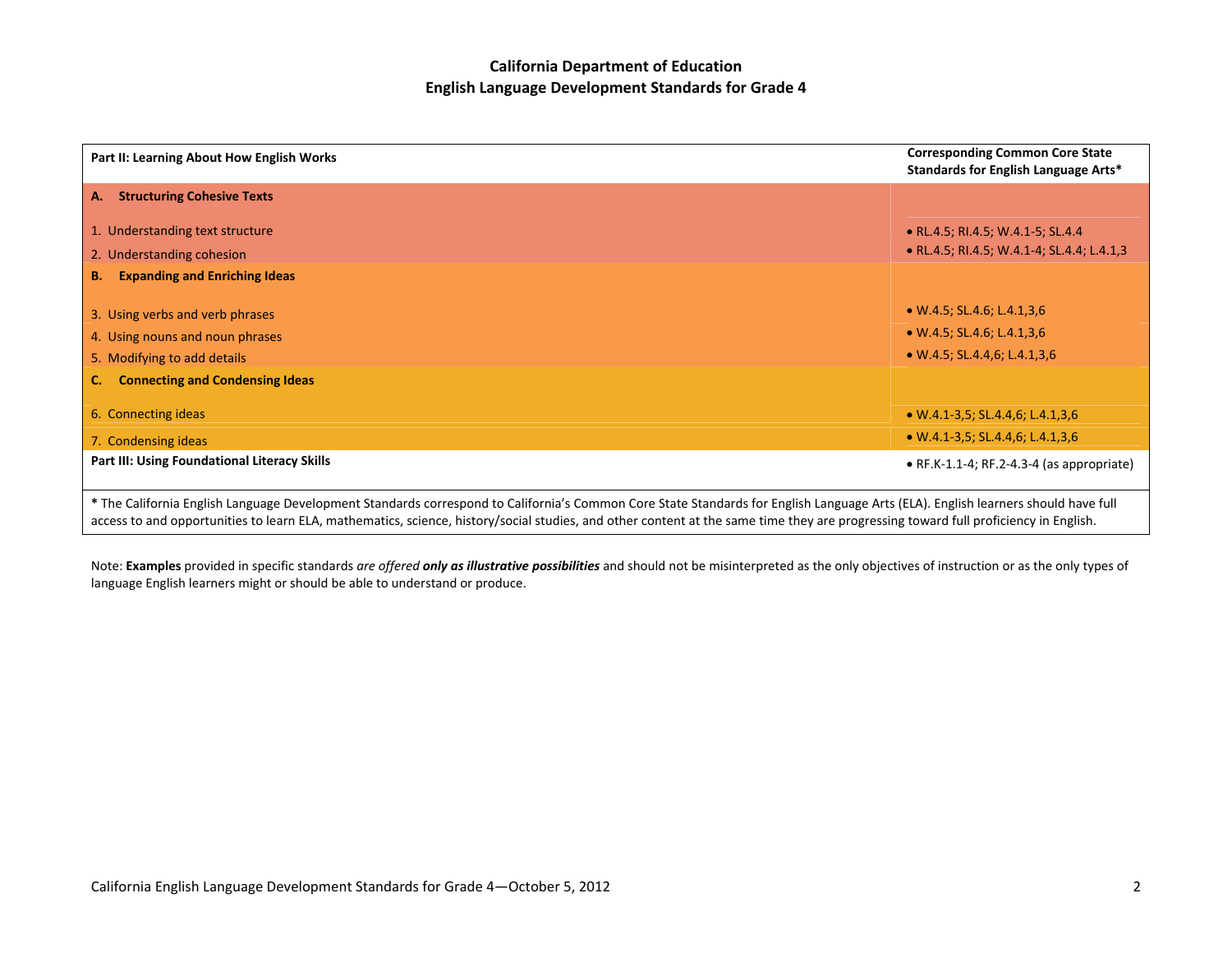**California Department of Education**
**English Language Development Standards for Grade 4**

| **Part II: Learning About How English Works** | **Corresponding Common Core State Standards for English Language Arts*** |
|---|---|
| **A. Structuring Cohesive Texts** | |
| 1. Understanding text structure | • RL.4.5; RI.4.5; W.4.1-5; SL.4.4 |
| 2. Understanding cohesion | • RL.4.5; RI.4.5; W.4.1-4; SL.4.4; L.4.1,3 |
| **B. Expanding and Enriching Ideas** | |
| 3. Using verbs and verb phrases | • W.4.5; SL.4.6; L.4.1,3,6 |
| 4. Using nouns and noun phrases | • W.4.5; SL.4.6; L.4.1,3,6 |
| 5. Modifying to add details | • W.4.5; SL.4.4,6; L.4.1,3,6 |
| **C. Connecting and Condensing Ideas** | |
| 6. Connecting ideas | • W.4.1-3,5; SL.4.4,6; L.4.1,3,6 |
| 7. Condensing ideas | • W.4.1-3,5; SL.4.4,6; L.4.1,3,6 |
| **Part III: Using Foundational Literacy Skills** | • RF.K-1.1-4; RF.2-4.3-4 (as appropriate) |

**\*** The California English Language Development Standards correspond to California's Common Core State Standards for English Language Arts (ELA). English learners should have full access to and opportunities to learn ELA, mathematics, science, history/social studies, and other content at the same time they are progressing toward full proficiency in English.

Note: **Examples** provided in specific standards *are offered* ***only as illustrative possibilities*** and should not be misinterpreted as the only objectives of instruction or as the only types of language English learners might or should be able to understand or produce.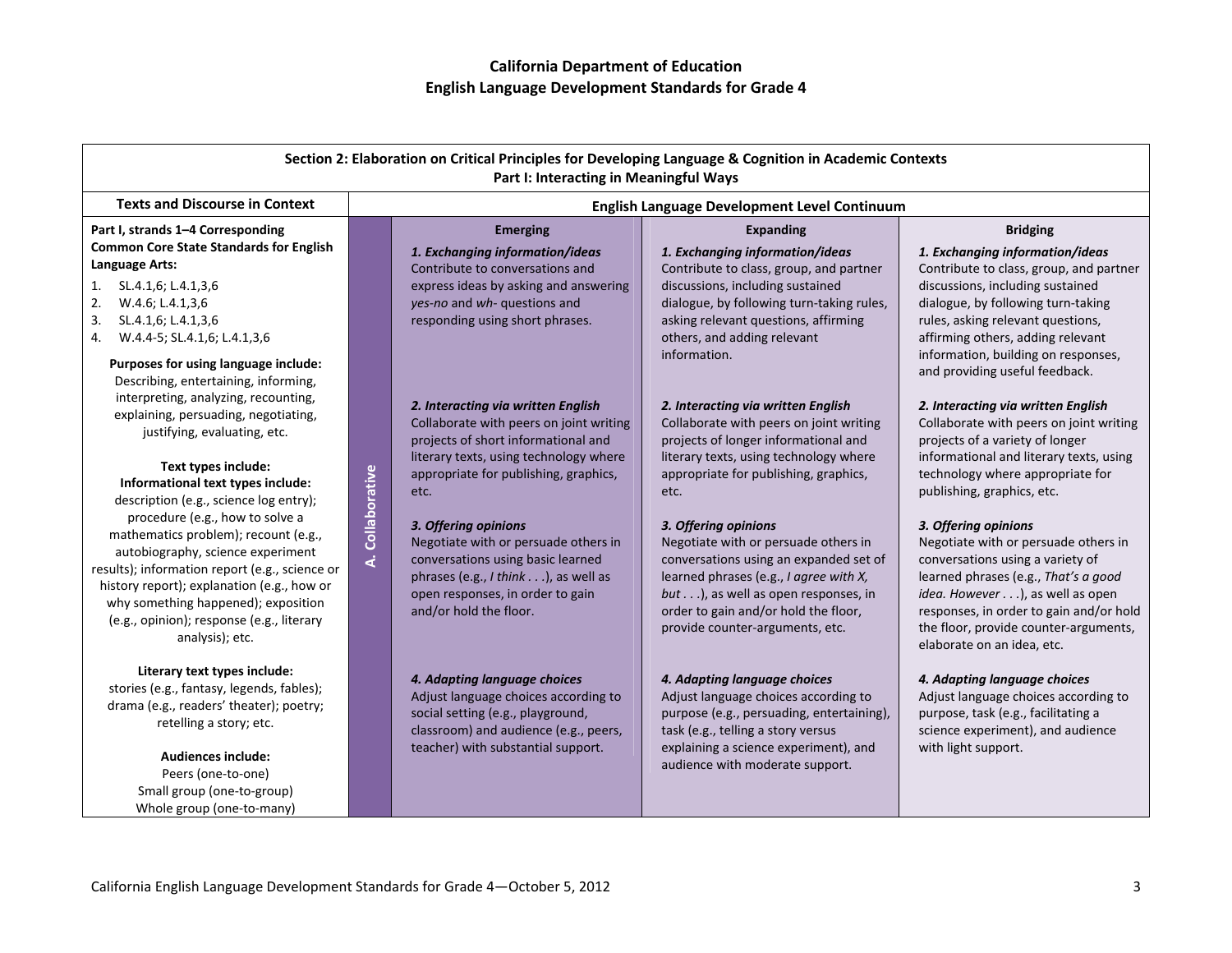# California Department of Education
## English Language Development Standards for Grade 4

| Section 2: Elaboration on Critical Principles for Developing Language & Cognition in Academic Contexts<br>Part I: Interacting in Meaningful Ways | | | | |
|---|---|---|---|---|
| **Texts and Discourse in Context** | | **English Language Development Level Continuum** | | |
| | | **Emerging** | **Expanding** | **Bridging** |
| **Part I, strands 1–4 Corresponding Common Core State Standards for English Language Arts:**<br>1. SL.4.1,6; L.4.1,3,6<br>2. W.4.6; L.4.1,3,6<br>3. SL.4.1,6; L.4.1,3,6<br>4. W.4.4-5; SL.4.1,6; L.4.1,3,6<br><br>**Purposes for using language include:** Describing, entertaining, informing, interpreting, analyzing, recounting, explaining, persuading, negotiating, justifying, evaluating, etc.<br><br>**Text types include:**<br>**Informational text types include:** description (e.g., science log entry); procedure (e.g., how to solve a mathematics problem); recount (e.g., autobiography, science experiment results); information report (e.g., science or history report); explanation (e.g., how or why something happened); exposition (e.g., opinion); response (e.g., literary analysis); etc.<br><br>**Literary text types include:** stories (e.g., fantasy, legends, fables); drama (e.g., readers' theater); poetry; retelling a story; etc.<br><br>**Audiences include:**<br>Peers (one-to-one)<br>Small group (one-to-group)<br>Whole group (one-to-many) | **A. Collaborative** | ***1. Exchanging information/ideas***<br>Contribute to conversations and express ideas by asking and answering *yes-no* and *wh-* questions and responding using short phrases. | ***1. Exchanging information/ideas***<br>Contribute to class, group, and partner discussions, including sustained dialogue, by following turn-taking rules, asking relevant questions, affirming others, and adding relevant information. | ***1. Exchanging information/ideas***<br>Contribute to class, group, and partner discussions, including sustained dialogue, by following turn-taking rules, asking relevant questions, affirming others, adding relevant information, building on responses, and providing useful feedback. |
| | | ***2. Interacting via written English***<br>Collaborate with peers on joint writing projects of short informational and literary texts, using technology where appropriate for publishing, graphics, etc. | ***2. Interacting via written English***<br>Collaborate with peers on joint writing projects of longer informational and literary texts, using technology where appropriate for publishing, graphics, etc. | ***2. Interacting via written English***<br>Collaborate with peers on joint writing projects of a variety of longer informational and literary texts, using technology where appropriate for publishing, graphics, etc. |
| | | ***3. Offering opinions***<br>Negotiate with or persuade others in conversations using basic learned phrases (e.g., *I think . . .*), as well as open responses, in order to gain and/or hold the floor. | ***3. Offering opinions***<br>Negotiate with or persuade others in conversations using an expanded set of learned phrases (e.g., *I agree with X, but . . .*), as well as open responses, in order to gain and/or hold the floor, provide counter-arguments, etc. | ***3. Offering opinions***<br>Negotiate with or persuade others in conversations using a variety of learned phrases (e.g., *That's a good idea. However . . .*), as well as open responses, in order to gain and/or hold the floor, provide counter-arguments, elaborate on an idea, etc. |
| | | ***4. Adapting language choices***<br>Adjust language choices according to social setting (e.g., playground, classroom) and audience (e.g., peers, teacher) with substantial support. | ***4. Adapting language choices***<br>Adjust language choices according to purpose (e.g., persuading, entertaining), task (e.g., telling a story versus explaining a science experiment), and audience with moderate support. | ***4. Adapting language choices***<br>Adjust language choices according to purpose, task (e.g., facilitating a science experiment), and audience with light support. |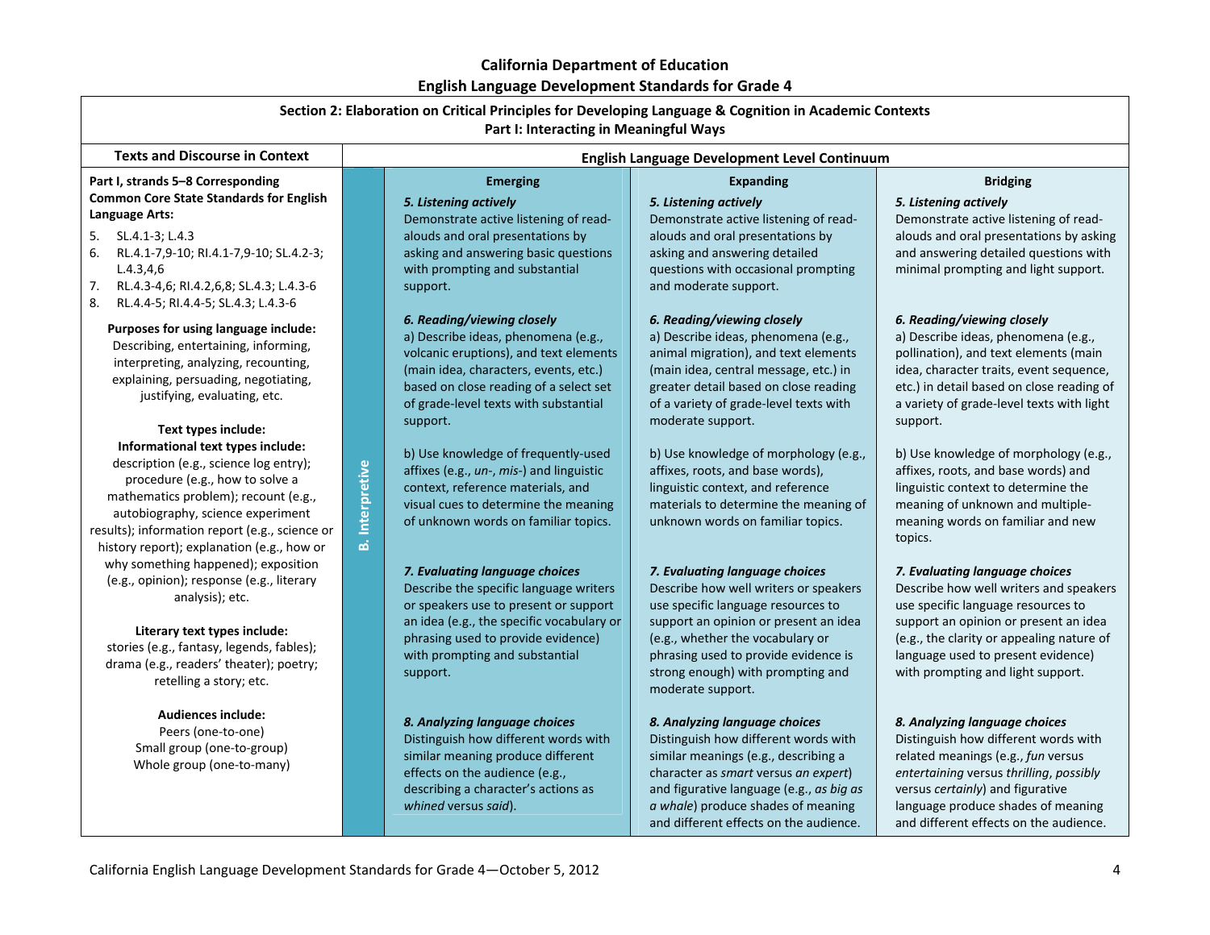**California Department of Education**
**English Language Development Standards for Grade 4**

**Section 2: Elaboration on Critical Principles for Developing Language & Cognition in Academic Contexts**
**Part I: Interacting in Meaningful Ways**

| Texts and Discourse in Context | | English Language Development Level Continuum | | |
|---|---|---|---|---|
| | | **Emerging** | **Expanding** | **Bridging** |
| **Part I, strands 5–8 Corresponding Common Core State Standards for English Language Arts:**<br>5. SL.4.1-3; L.4.3<br>6. RL.4.1-7,9-10; RI.4.1-7,9-10; SL.4.2-3; L.4.3,4,6<br>7. RL.4.3-4,6; RI.4.2,6,8; SL.4.3; L.4.3-6<br>8. RL.4.4-5; RI.4.4-5; SL.4.3; L.4.3-6 | **B. Interpretive** | ***5. Listening actively***<br>Demonstrate active listening of read-alouds and oral presentations by asking and answering basic questions with prompting and substantial support. | ***5. Listening actively***<br>Demonstrate active listening of read-alouds and oral presentations by asking and answering detailed questions with occasional prompting and moderate support. | ***5. Listening actively***<br>Demonstrate active listening of read-alouds and oral presentations by asking and answering detailed questions with minimal prompting and light support. |
| **Purposes for using language include:**<br>Describing, entertaining, informing, interpreting, analyzing, recounting, explaining, persuading, negotiating, justifying, evaluating, etc. | | ***6. Reading/viewing closely***<br>a) Describe ideas, phenomena (e.g., volcanic eruptions), and text elements (main idea, characters, events, etc.) based on close reading of a select set of grade-level texts with substantial support.<br><br>b) Use knowledge of frequently-used affixes (e.g., *un-*, *mis-*) and linguistic context, reference materials, and visual cues to determine the meaning of unknown words on familiar topics. | ***6. Reading/viewing closely***<br>a) Describe ideas, phenomena (e.g., animal migration), and text elements (main idea, central message, etc.) in greater detail based on close reading of a variety of grade-level texts with moderate support.<br><br>b) Use knowledge of morphology (e.g., affixes, roots, and base words), linguistic context, and reference materials to determine the meaning of unknown words on familiar topics. | ***6. Reading/viewing closely***<br>a) Describe ideas, phenomena (e.g., pollination), and text elements (main idea, character traits, event sequence, etc.) in detail based on close reading of a variety of grade-level texts with light support.<br><br>b) Use knowledge of morphology (e.g., affixes, roots, and base words) and linguistic context to determine the meaning of unknown and multiple-meaning words on familiar and new topics. |
| **Text types include:**<br>**Informational text types include:**<br>description (e.g., science log entry); procedure (e.g., how to solve a mathematics problem); recount (e.g., autobiography, science experiment results); information report (e.g., science or history report); explanation (e.g., how or why something happened); exposition (e.g., opinion); response (e.g., literary analysis); etc.<br><br>**Literary text types include:**<br>stories (e.g., fantasy, legends, fables); drama (e.g., readers' theater); poetry; retelling a story; etc. | | ***7. Evaluating language choices***<br>Describe the specific language writers or speakers use to present or support an idea (e.g., the specific vocabulary or phrasing used to provide evidence) with prompting and substantial support. | ***7. Evaluating language choices***<br>Describe how well writers or speakers use specific language resources to support an opinion or present an idea (e.g., whether the vocabulary or phrasing used to provide evidence is strong enough) with prompting and moderate support. | ***7. Evaluating language choices***<br>Describe how well writers and speakers use specific language resources to support an opinion or present an idea (e.g., the clarity or appealing nature of language used to present evidence) with prompting and light support. |
| **Audiences include:**<br>Peers (one-to-one)<br>Small group (one-to-group)<br>Whole group (one-to-many) | | ***8. Analyzing language choices***<br>Distinguish how different words with similar meaning produce different effects on the audience (e.g., describing a character's actions as *whined* versus *said*). | ***8. Analyzing language choices***<br>Distinguish how different words with similar meanings (e.g., describing a character as *smart* versus *an expert*) and figurative language (e.g., *as big as a whale*) produce shades of meaning and different effects on the audience. | ***8. Analyzing language choices***<br>Distinguish how different words with related meanings (e.g., *fun* versus *entertaining* versus *thrilling*, *possibly* versus *certainly*) and figurative language produce shades of meaning and different effects on the audience. |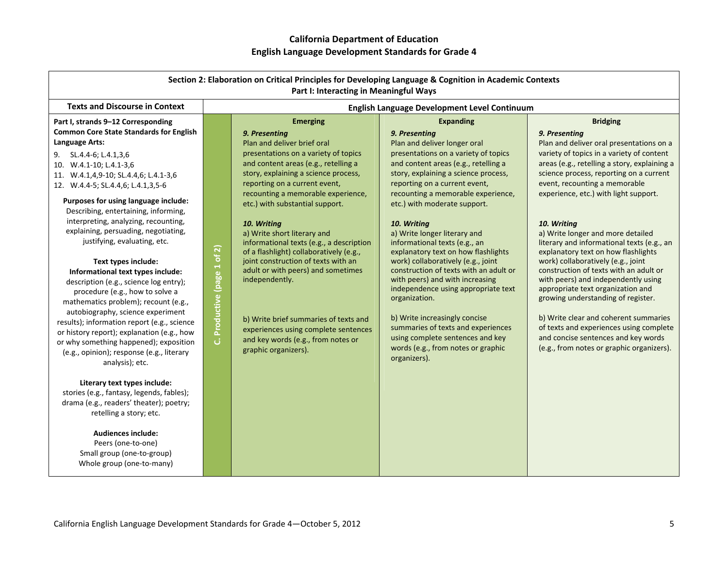# California Department of Education
## English Language Development Standards for Grade 4

**Section 2: Elaboration on Critical Principles for Developing Language & Cognition in Academic Contexts**
**Part I: Interacting in Meaningful Ways**

| Texts and Discourse in Context | | English Language Development Level Continuum | | |
|---|---|---|---|---|
| | | **Emerging** | **Expanding** | **Bridging** |
| **Part I, strands 9–12 Corresponding Common Core State Standards for English Language Arts:**<br>9. SL.4.4-6; L.4.1,3,6<br>10. W.4.1-10; L.4.1-3,6<br>11. W.4.1,4,9-10; SL.4.4,6; L.4.1-3,6<br>12. W.4.4-5; SL.4.4,6; L.4.1,3,5-6<br><br>**Purposes for using language include:** Describing, entertaining, informing, interpreting, analyzing, recounting, explaining, persuading, negotiating, justifying, evaluating, etc.<br><br>**Text types include:**<br>**Informational text types include:** description (e.g., science log entry); procedure (e.g., how to solve a mathematics problem); recount (e.g., autobiography, science experiment results); information report (e.g., science or history report); explanation (e.g., how or why something happened); exposition (e.g., opinion); response (e.g., literary analysis); etc.<br><br>**Literary text types include:** stories (e.g., fantasy, legends, fables); drama (e.g., readers' theater); poetry; retelling a story; etc.<br><br>**Audiences include:**<br>Peers (one-to-one)<br>Small group (one-to-group)<br>Whole group (one-to-many) | **C. Productive (page 1 of 2)** | ***9. Presenting***<br>Plan and deliver brief oral presentations on a variety of topics and content areas (e.g., retelling a story, explaining a science process, reporting on a current event, recounting a memorable experience, etc.) with substantial support.<br><br>***10. Writing***<br>a) Write short literary and informational texts (e.g., a description of a flashlight) collaboratively (e.g., joint construction of texts with an adult or with peers) and sometimes independently.<br><br>b) Write brief summaries of texts and experiences using complete sentences and key words (e.g., from notes or graphic organizers). | ***9. Presenting***<br>Plan and deliver longer oral presentations on a variety of topics and content areas (e.g., retelling a story, explaining a science process, reporting on a current event, recounting a memorable experience, etc.) with moderate support.<br><br>***10. Writing***<br>a) Write longer literary and informational texts (e.g., an explanatory text on how flashlights work) collaboratively (e.g., joint construction of texts with an adult or with peers) and with increasing independence using appropriate text organization.<br><br>b) Write increasingly concise summaries of texts and experiences using complete sentences and key words (e.g., from notes or graphic organizers). | ***9. Presenting***<br>Plan and deliver oral presentations on a variety of topics in a variety of content areas (e.g., retelling a story, explaining a science process, reporting on a current event, recounting a memorable experience, etc.) with light support.<br><br>***10. Writing***<br>a) Write longer and more detailed literary and informational texts (e.g., an explanatory text on how flashlights work) collaboratively (e.g., joint construction of texts with an adult or with peers) and independently using appropriate text organization and growing understanding of register.<br><br>b) Write clear and coherent summaries of texts and experiences using complete and concise sentences and key words (e.g., from notes or graphic organizers). |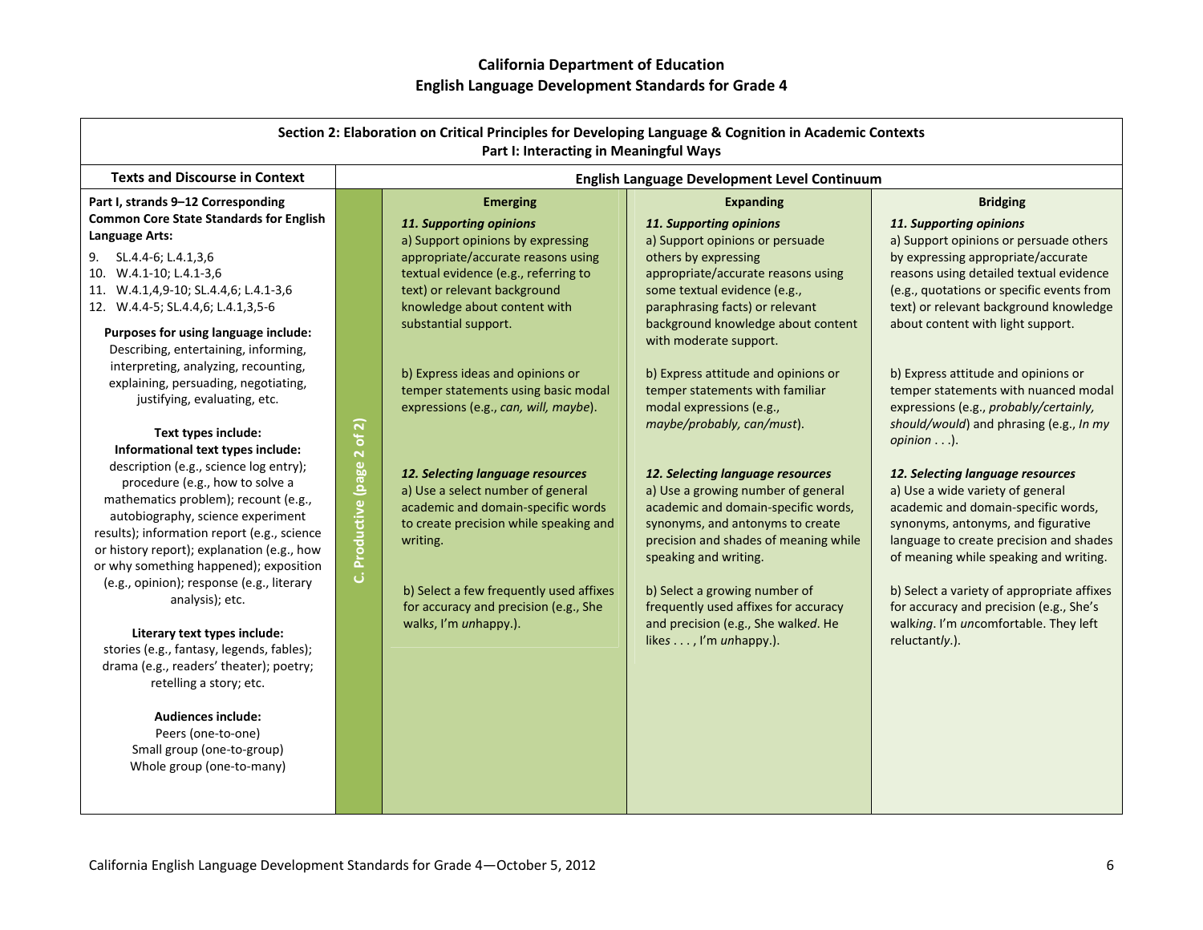## California Department of Education
## English Language Development Standards for Grade 4

### Section 2: Elaboration on Critical Principles for Developing Language & Cognition in Academic Contexts
### Part I: Interacting in Meaningful Ways

| Texts and Discourse in Context | | English Language Development Level Continuum | | |
|---|---|---|---|---|
| | | **Emerging** | **Expanding** | **Bridging** |
| **Part I, strands 9–12 Corresponding Common Core State Standards for English Language Arts:**<br>9. SL.4.4-6; L.4.1,3,6<br>10. W.4.1-10; L.4.1-3,6<br>11. W.4.1,4,9-10; SL.4.4,6; L.4.1-3,6<br>12. W.4.4-5; SL.4.4,6; L.4.1,3,5-6<br><br>**Purposes for using language include:** Describing, entertaining, informing, interpreting, analyzing, recounting, explaining, persuading, negotiating, justifying, evaluating, etc.<br><br>**Text types include:**<br>**Informational text types include:** description (e.g., science log entry); procedure (e.g., how to solve a mathematics problem); recount (e.g., autobiography, science experiment results); information report (e.g., science or history report); explanation (e.g., how or why something happened); exposition (e.g., opinion); response (e.g., literary analysis); etc.<br><br>**Literary text types include:** stories (e.g., fantasy, legends, fables); drama (e.g., readers' theater); poetry; retelling a story; etc.<br><br>**Audiences include:**<br>Peers (one-to-one)<br>Small group (one-to-group)<br>Whole group (one-to-many) | **C. Productive (page 2 of 2)** | ***11. Supporting opinions***<br>a) Support opinions by expressing appropriate/accurate reasons using textual evidence (e.g., referring to text) or relevant background knowledge about content with substantial support.<br><br>b) Express ideas and opinions or temper statements using basic modal expressions (e.g., *can, will, maybe*).<br><br>***12. Selecting language resources***<br>a) Use a select number of general academic and domain-specific words to create precision while speaking and writing.<br><br>b) Select a few frequently used affixes for accuracy and precision (e.g., She walks, I'm *un*happy.). | ***11. Supporting opinions***<br>a) Support opinions or persuade others by expressing appropriate/accurate reasons using some textual evidence (e.g., paraphrasing facts) or relevant background knowledge about content with moderate support.<br><br>b) Express attitude and opinions or temper statements with familiar modal expressions (e.g., *maybe/probably, can/must*).<br><br>***12. Selecting language resources***<br>a) Use a growing number of general academic and domain-specific words, synonyms, and antonyms to create precision and shades of meaning while speaking and writing.<br><br>b) Select a growing number of frequently used affixes for accuracy and precision (e.g., She walk*ed*. He like*s* . . . , I'm *un*happy.). | ***11. Supporting opinions***<br>a) Support opinions or persuade others by expressing appropriate/accurate reasons using detailed textual evidence (e.g., quotations or specific events from text) or relevant background knowledge about content with light support.<br><br>b) Express attitude and opinions or temper statements with nuanced modal expressions (e.g., *probably/certainly, should/would*) and phrasing (e.g., *In my opinion . . .*).<br><br>***12. Selecting language resources***<br>a) Use a wide variety of general academic and domain-specific words, synonyms, antonyms, and figurative language to create precision and shades of meaning while speaking and writing.<br><br>b) Select a variety of appropriate affixes for accuracy and precision (e.g., She's walk*ing*. I'm *un*comfortable. They left reluctant*ly*.). |

California English Language Development Standards for Grade 4—October 5, 2012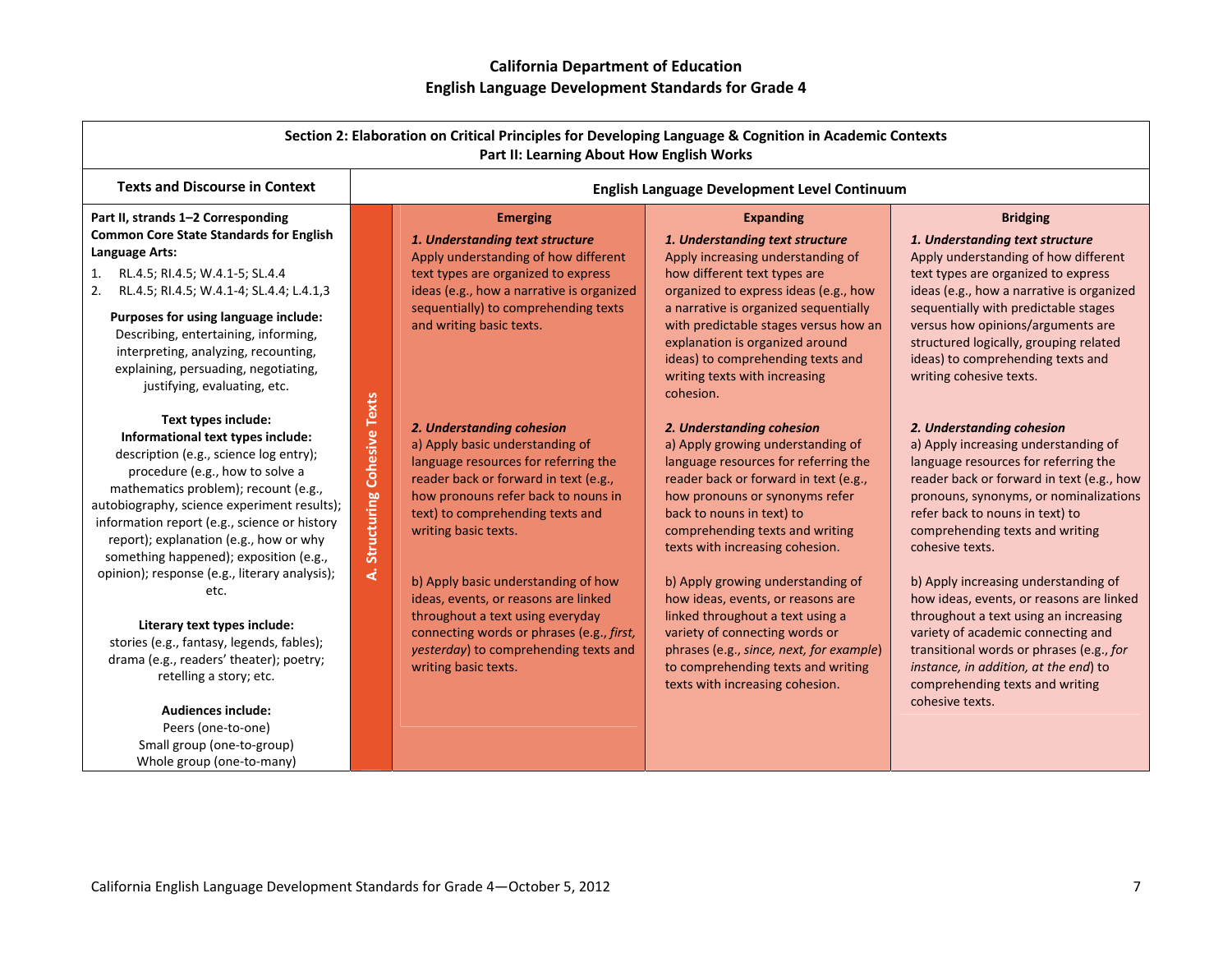# California Department of Education
## English Language Development Standards for Grade 4

| Section 2: Elaboration on Critical Principles for Developing Language & Cognition in Academic Contexts<br>Part II: Learning About How English Works | | | | |
|---|---|---|---|---|
| **Texts and Discourse in Context** | | **English Language Development Level Continuum** | | |
| | | **Emerging** | **Expanding** | **Bridging** |
| **Part II, strands 1–2 Corresponding Common Core State Standards for English Language Arts:**<br>1. RL.4.5; RI.4.5; W.4.1-5; SL.4.4<br>2. RL.4.5; RI.4.5; W.4.1-4; SL.4.4; L.4.1,3<br><br>**Purposes for using language include:**<br>Describing, entertaining, informing, interpreting, analyzing, recounting, explaining, persuading, negotiating, justifying, evaluating, etc.<br><br>**Text types include:**<br>**Informational text types include:**<br>description (e.g., science log entry); procedure (e.g., how to solve a mathematics problem); recount (e.g., autobiography, science experiment results); information report (e.g., science or history report); explanation (e.g., how or why something happened); exposition (e.g., opinion); response (e.g., literary analysis); etc.<br><br>**Literary text types include:**<br>stories (e.g., fantasy, legends, fables); drama (e.g., readers' theater); poetry; retelling a story; etc.<br><br>**Audiences include:**<br>Peers (one-to-one)<br>Small group (one-to-group)<br>Whole group (one-to-many) | **A. Structuring Cohesive Texts** | ***1. Understanding text structure***<br>Apply understanding of how different text types are organized to express ideas (e.g., how a narrative is organized sequentially) to comprehending texts and writing basic texts.<br><br>***2. Understanding cohesion***<br>a) Apply basic understanding of language resources for referring the reader back or forward in text (e.g., how pronouns refer back to nouns in text) to comprehending texts and writing basic texts.<br><br>b) Apply basic understanding of how ideas, events, or reasons are linked throughout a text using everyday connecting words or phrases (e.g., *first, yesterday*) to comprehending texts and writing basic texts. | ***1. Understanding text structure***<br>Apply increasing understanding of how different text types are organized to express ideas (e.g., how a narrative is organized sequentially with predictable stages versus how an explanation is organized around ideas) to comprehending texts and writing texts with increasing cohesion.<br><br>***2. Understanding cohesion***<br>a) Apply growing understanding of language resources for referring the reader back or forward in text (e.g., how pronouns or synonyms refer back to nouns in text) to comprehending texts and writing texts with increasing cohesion.<br><br>b) Apply growing understanding of how ideas, events, or reasons are linked throughout a text using a variety of connecting words or phrases (e.g., *since, next, for example*) to comprehending texts and writing texts with increasing cohesion. | ***1. Understanding text structure***<br>Apply understanding of how different text types are organized to express ideas (e.g., how a narrative is organized sequentially with predictable stages versus how opinions/arguments are structured logically, grouping related ideas) to comprehending texts and writing cohesive texts.<br><br>***2. Understanding cohesion***<br>a) Apply increasing understanding of language resources for referring the reader back or forward in text (e.g., how pronouns, synonyms, or nominalizations refer back to nouns in text) to comprehending texts and writing cohesive texts.<br><br>b) Apply increasing understanding of how ideas, events, or reasons are linked throughout a text using an increasing variety of academic connecting and transitional words or phrases (e.g., *for instance, in addition, at the end*) to comprehending texts and writing cohesive texts. |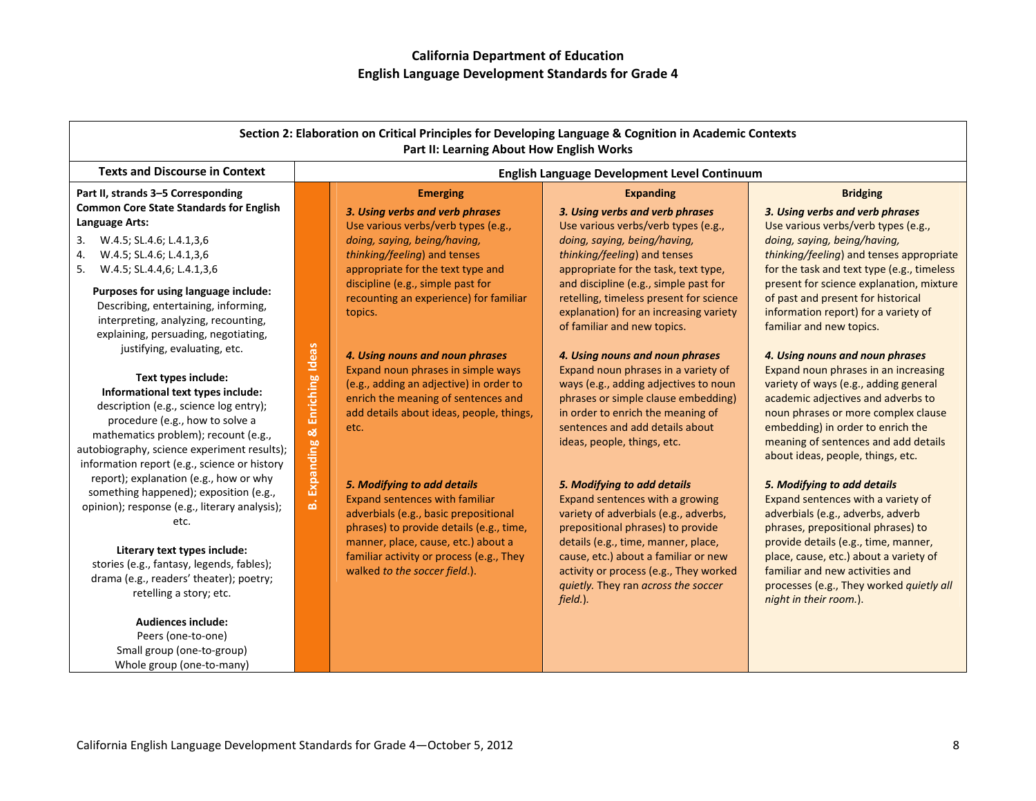# California Department of Education
## English Language Development Standards for Grade 4

**Section 2: Elaboration on Critical Principles for Developing Language & Cognition in Academic Contexts**
**Part II: Learning About How English Works**

| Texts and Discourse in Context | | English Language Development Level Continuum | | |
|---|---|---|---|---|
| | | **Emerging** | **Expanding** | **Bridging** |
| **Part II, strands 3–5 Corresponding Common Core State Standards for English Language Arts:**<br>3. W.4.5; SL.4.6; L.4.1,3,6<br>4. W.4.5; SL.4.6; L.4.1,3,6<br>5. W.4.5; SL.4.4,6; L.4.1,3,6<br><br>**Purposes for using language include:** Describing, entertaining, informing, interpreting, analyzing, recounting, explaining, persuading, negotiating, justifying, evaluating, etc.<br><br>**Text types include:**<br>**Informational text types include:** description (e.g., science log entry); procedure (e.g., how to solve a mathematics problem); recount (e.g., autobiography, science experiment results); information report (e.g., science or history report); explanation (e.g., how or why something happened); exposition (e.g., opinion); response (e.g., literary analysis); etc.<br><br>**Literary text types include:** stories (e.g., fantasy, legends, fables); drama (e.g., readers' theater); poetry; retelling a story; etc.<br><br>**Audiences include:**<br>Peers (one-to-one)<br>Small group (one-to-group)<br>Whole group (one-to-many) | **B. Expanding & Enriching Ideas** | ***3. Using verbs and verb phrases***<br>Use various verbs/verb types (e.g., *doing, saying, being/having, thinking/feeling*) and tenses appropriate for the text type and discipline (e.g., simple past for recounting an experience) for familiar topics. | ***3. Using verbs and verb phrases***<br>Use various verbs/verb types (e.g., *doing, saying, being/having, thinking/feeling*) and tenses appropriate for the task, text type, and discipline (e.g., simple past for retelling, timeless present for science explanation) for an increasing variety of familiar and new topics. | ***3. Using verbs and verb phrases***<br>Use various verbs/verb types (e.g., *doing, saying, being/having, thinking/feeling*) and tenses appropriate for the task and text type (e.g., timeless present for science explanation, mixture of past and present for historical information report) for a variety of familiar and new topics. |
| | | ***4. Using nouns and noun phrases***<br>Expand noun phrases in simple ways (e.g., adding an adjective) in order to enrich the meaning of sentences and add details about ideas, people, things, etc. | ***4. Using nouns and noun phrases***<br>Expand noun phrases in a variety of ways (e.g., adding adjectives to noun phrases or simple clause embedding) in order to enrich the meaning of sentences and add details about ideas, people, things, etc. | ***4. Using nouns and noun phrases***<br>Expand noun phrases in an increasing variety of ways (e.g., adding general academic adjectives and adverbs to noun phrases or more complex clause embedding) in order to enrich the meaning of sentences and add details about ideas, people, things, etc. |
| | | ***5. Modifying to add details***<br>Expand sentences with familiar adverbials (e.g., basic prepositional phrases) to provide details (e.g., time, manner, place, cause, etc.) about a familiar activity or process (e.g., They walked *to the soccer field*.). | ***5. Modifying to add details***<br>Expand sentences with a growing variety of adverbials (e.g., adverbs, prepositional phrases) to provide details (e.g., time, manner, place, cause, etc.) about a familiar or new activity or process (e.g., They worked *quietly*. They ran *across the soccer field*.). | ***5. Modifying to add details***<br>Expand sentences with a variety of adverbials (e.g., adverbs, adverb phrases, prepositional phrases) to provide details (e.g., time, manner, place, cause, etc.) about a variety of familiar and new activities and processes (e.g., They worked *quietly all night in their room*.). |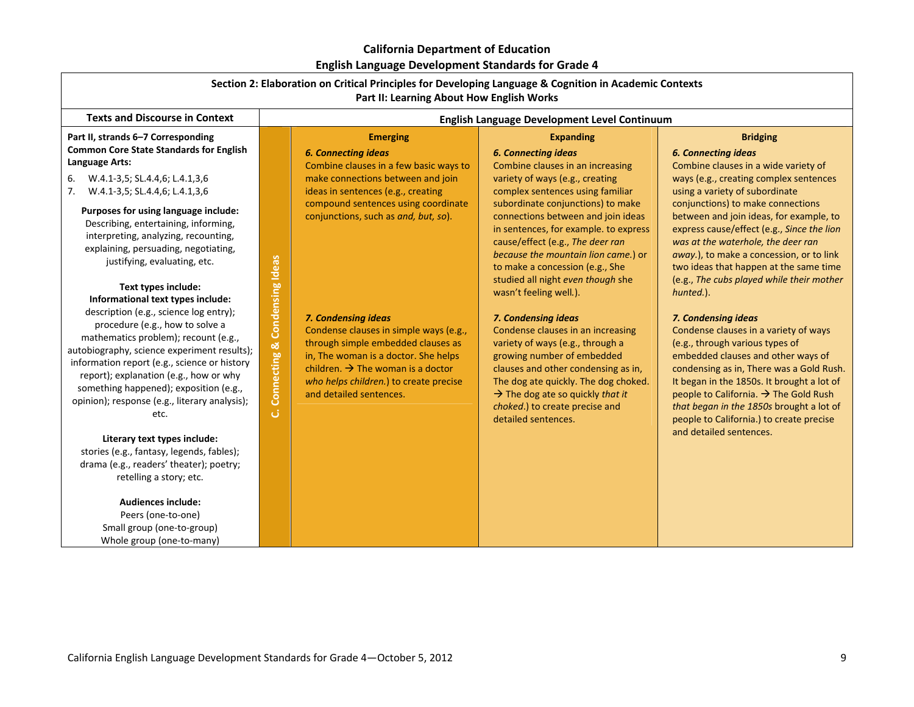**California Department of Education**
**English Language Development Standards for Grade 4**

**Section 2: Elaboration on Critical Principles for Developing Language & Cognition in Academic Contexts**
**Part II: Learning About How English Works**

| Texts and Discourse in Context | | English Language Development Level Continuum | | |
|---|---|---|---|---|
| | | **Emerging** | **Expanding** | **Bridging** |
| **Part II, strands 6–7 Corresponding Common Core State Standards for English Language Arts:**<br>6. W.4.1-3,5; SL.4.4,6; L.4.1,3,6<br>7. W.4.1-3,5; SL.4.4,6; L.4.1,3,6<br><br>**Purposes for using language include:**<br>Describing, entertaining, informing, interpreting, analyzing, recounting, explaining, persuading, negotiating, justifying, evaluating, etc.<br><br>**Text types include:**<br>**Informational text types include:**<br>description (e.g., science log entry); procedure (e.g., how to solve a mathematics problem); recount (e.g., autobiography, science experiment results); information report (e.g., science or history report); explanation (e.g., how or why something happened); exposition (e.g., opinion); response (e.g., literary analysis); etc.<br><br>**Literary text types include:**<br>stories (e.g., fantasy, legends, fables); drama (e.g., readers' theater); poetry; retelling a story; etc.<br><br>**Audiences include:**<br>Peers (one-to-one)<br>Small group (one-to-group)<br>Whole group (one-to-many) | **C. Connecting & Condensing Ideas** | ***6. Connecting ideas***<br>Combine clauses in a few basic ways to make connections between and join ideas in sentences (e.g., creating compound sentences using coordinate conjunctions, such as *and, but, so*).<br><br>***7. Condensing ideas***<br>Condense clauses in simple ways (e.g., through simple embedded clauses as in, The woman is a doctor. She helps children. → The woman is a doctor *who helps children.*) to create precise and detailed sentences. | ***6. Connecting ideas***<br>Combine clauses in an increasing variety of ways (e.g., creating complex sentences using familiar subordinate conjunctions) to make connections between and join ideas in sentences, for example. to express cause/effect (e.g., *The deer ran because the mountain lion came.*) or to make a concession (e.g., She studied all night *even though* she wasn't feeling well.).<br><br>***7. Condensing ideas***<br>Condense clauses in an increasing variety of ways (e.g., through a growing number of embedded clauses and other condensing as in, The dog ate quickly. The dog choked. → The dog ate so quickly *that it choked*.) to create precise and detailed sentences. | ***6. Connecting ideas***<br>Combine clauses in a wide variety of ways (e.g., creating complex sentences using a variety of subordinate conjunctions) to make connections between and join ideas, for example, to express cause/effect (e.g., *Since the lion was at the waterhole, the deer ran away.*), to make a concession, or to link two ideas that happen at the same time (e.g., *The cubs played while their mother hunted.*).<br><br>***7. Condensing ideas***<br>Condense clauses in a variety of ways (e.g., through various types of embedded clauses and other ways of condensing as in, There was a Gold Rush. It began in the 1850s. It brought a lot of people to California. → The Gold Rush *that began in the 1850s* brought a lot of people to California.) to create precise and detailed sentences. |

California English Language Development Standards for Grade 4—October 5, 2012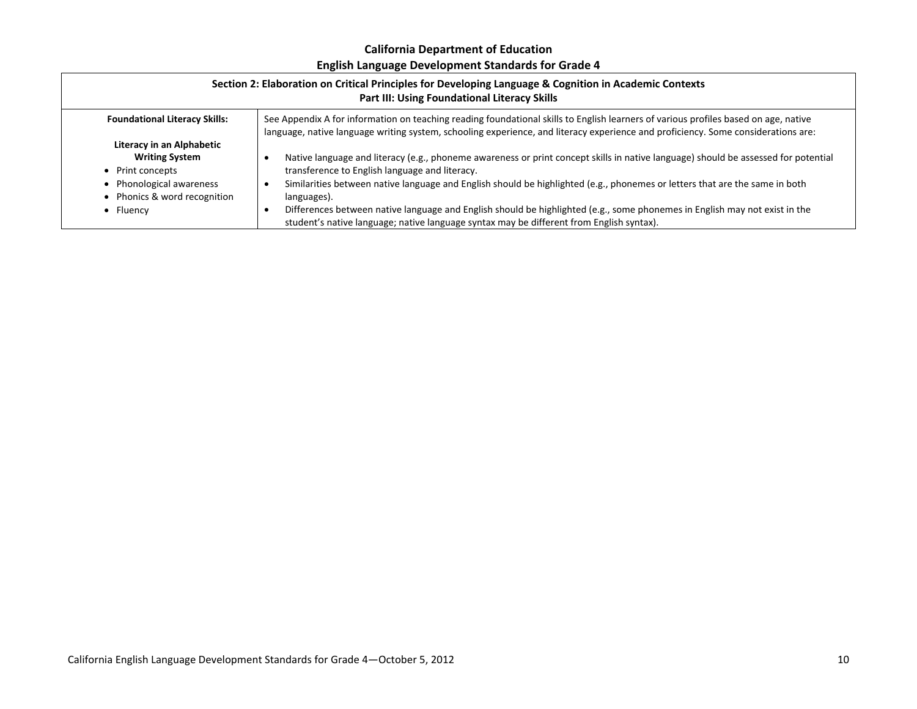| Section 2: Elaboration on Critical Principles for Developing Language & Cognition in Academic Contexts<br>Part III: Using Foundational Literacy Skills | |
|---|---|
| **Foundational Literacy Skills:**<br><br>**Literacy in an Alphabetic Writing System**<br>• Print concepts<br>• Phonological awareness<br>• Phonics & word recognition<br>• Fluency | See Appendix A for information on teaching reading foundational skills to English learners of various profiles based on age, native language, native language writing system, schooling experience, and literacy experience and proficiency. Some considerations are:<br><br>• Native language and literacy (e.g., phoneme awareness or print concept skills in native language) should be assessed for potential transference to English language and literacy.<br>• Similarities between native language and English should be highlighted (e.g., phonemes or letters that are the same in both languages).<br>• Differences between native language and English should be highlighted (e.g., some phonemes in English may not exist in the student's native language; native language syntax may be different from English syntax). |